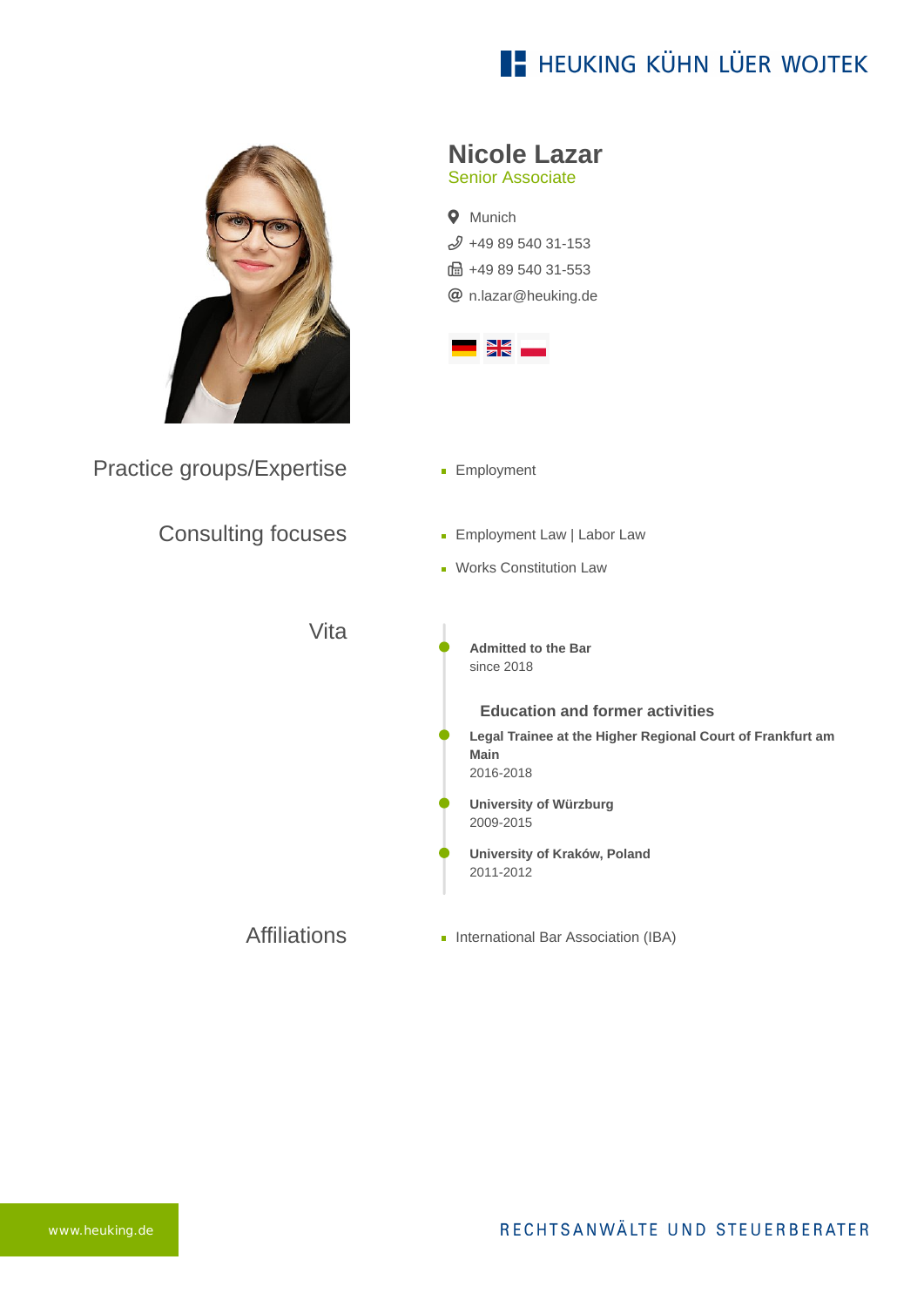# Nicole Lazar

Senior Associate

Munich

+49 89 540 31-153

+49 89 540 31-553

n.lazar@heuking.de

## Practice groups/Expertise

- Employment

## Consulting focuses

- Employment Law | Labor Law
- Works Constitution Law

## Vita

**Admitted to the Bar**
since 2018

### Education and former activities

**Legal Trainee at the Higher Regional Court of Frankfurt am Main**
2016-2018

**University of Würzburg**
2009-2015

**University of Kraków, Poland**
2011-2012

## Affiliations

- International Bar Association (IBA)

www.heuking.de

RECHTSANWÄLTE UND STEUERBERATER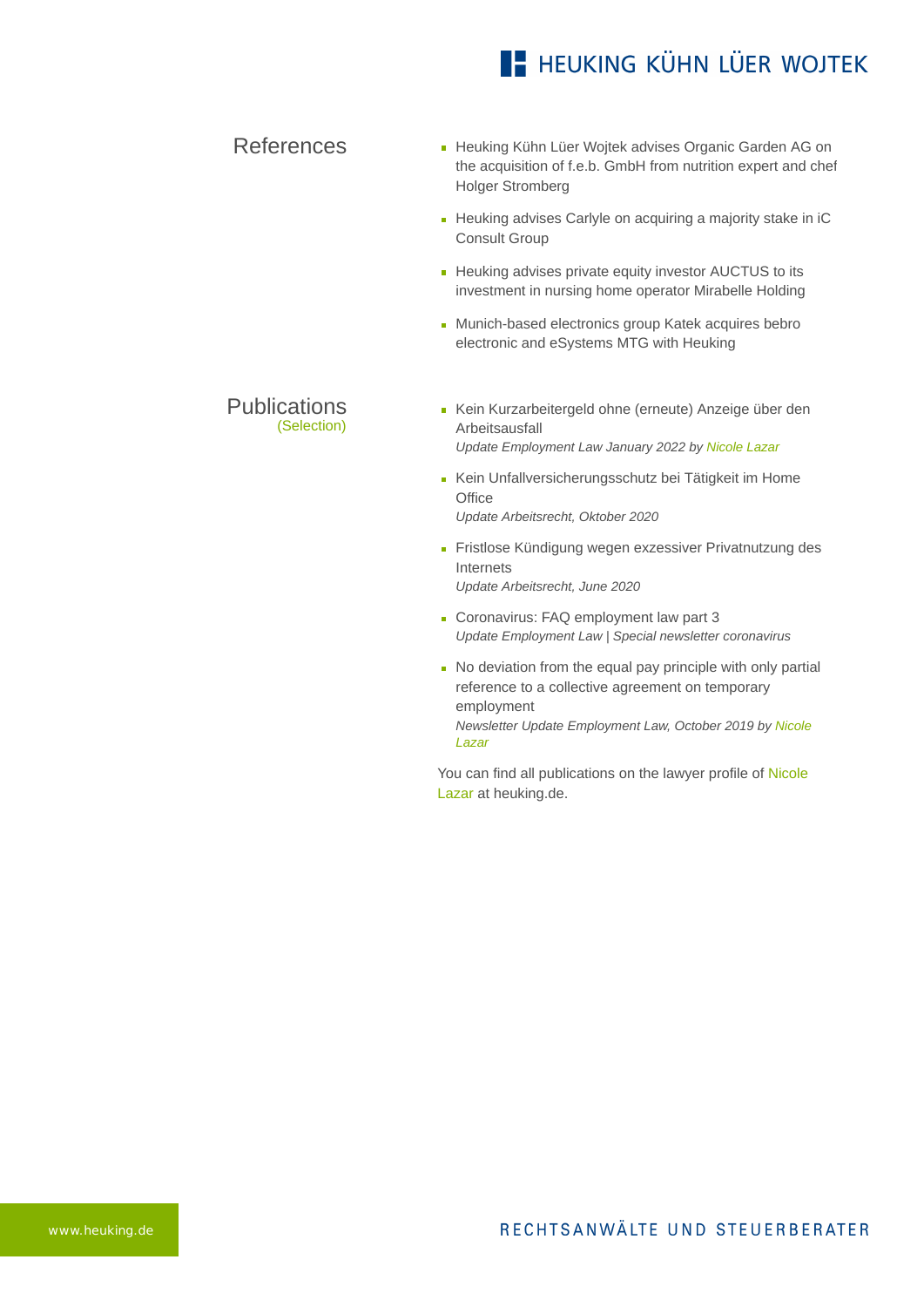## References

- Heuking Kühn Lüer Wojtek advises Organic Garden AG on the acquisition of f.e.b. GmbH from nutrition expert and chef Holger Stromberg
- Heuking advises Carlyle on acquiring a majority stake in iC Consult Group
- Heuking advises private equity investor AUCTUS to its investment in nursing home operator Mirabelle Holding
- Munich-based electronics group Katek acquires bebro electronic and eSystems MTG with Heuking

## Publications (Selection)

- Kein Kurzarbeitergeld ohne (erneute) Anzeige über den Arbeitsausfall
  *Update Employment Law January 2022 by Nicole Lazar*
- Kein Unfallversicherungsschutz bei Tätigkeit im Home Office
  *Update Arbeitsrecht, Oktober 2020*
- Fristlose Kündigung wegen exzessiver Privatnutzung des Internets
  *Update Arbeitsrecht, June 2020*
- Coronavirus: FAQ employment law part 3
  *Update Employment Law | Special newsletter coronavirus*
- No deviation from the equal pay principle with only partial reference to a collective agreement on temporary employment
  *Newsletter Update Employment Law, October 2019 by Nicole Lazar*

You can find all publications on the lawyer profile of Nicole Lazar at heuking.de.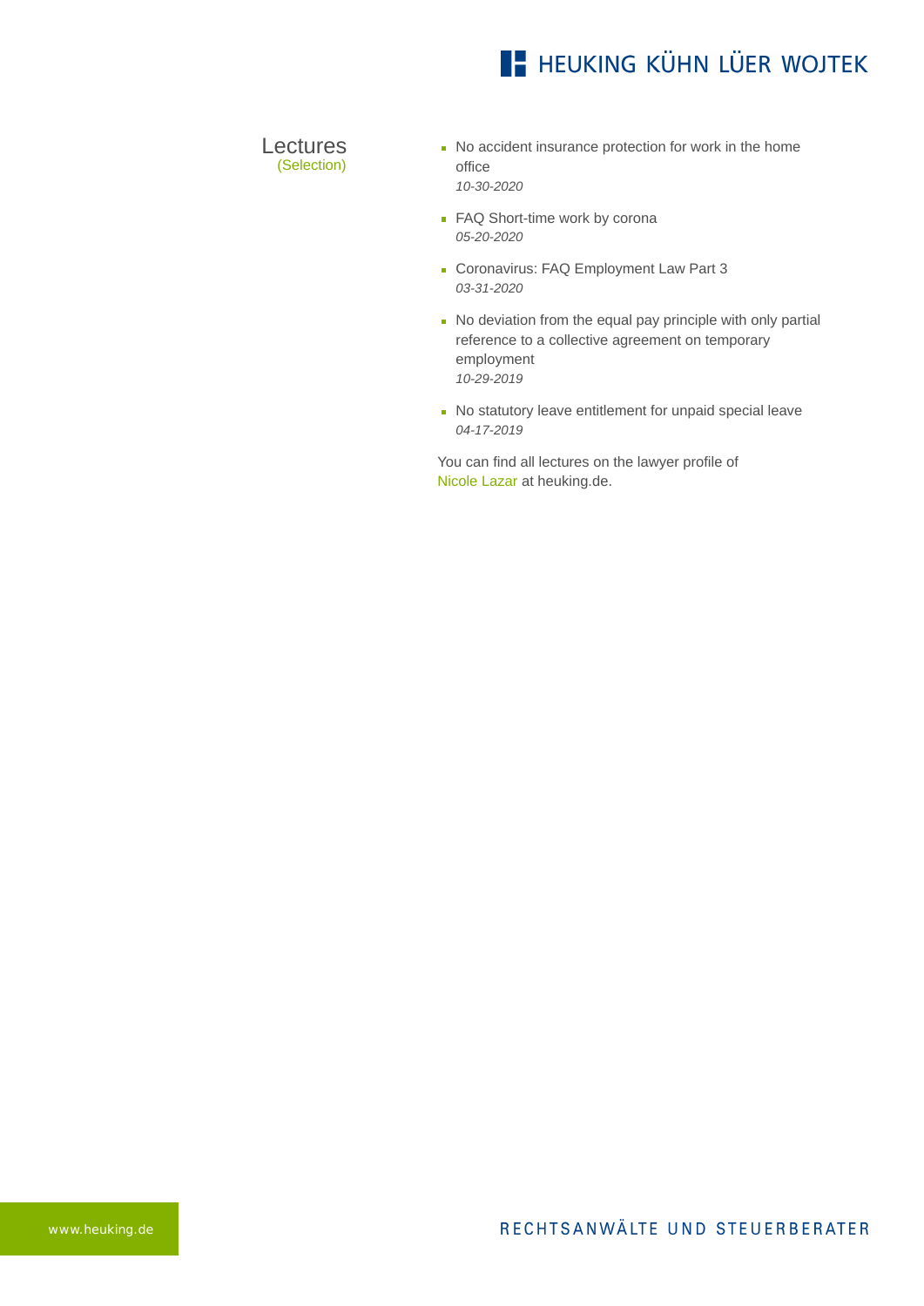## Lectures
(Selection)

- No accident insurance protection for work in the home office
  *10-30-2020*
- FAQ Short-time work by corona
  *05-20-2020*
- Coronavirus: FAQ Employment Law Part 3
  *03-31-2020*
- No deviation from the equal pay principle with only partial reference to a collective agreement on temporary employment
  *10-29-2019*
- No statutory leave entitlement for unpaid special leave
  *04-17-2019*

You can find all lectures on the lawyer profile of Nicole Lazar at heuking.de.